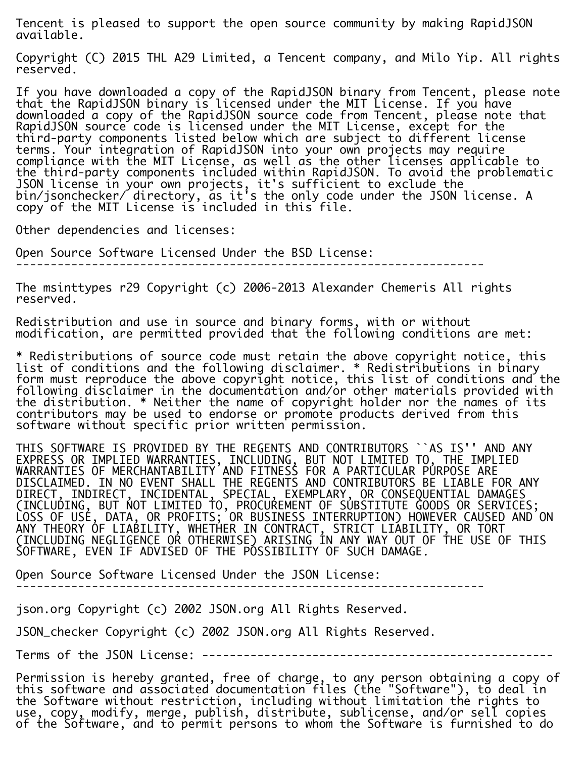Tencent is pleased to support the open source community by making RapidJSON available.

Copyright (C) 2015 THL A29 Limited, a Tencent company, and Milo Yip. All rights reserved.

If you have downloaded a copy of the RapidJSON binary from Tencent, please note that the RapidJSON binary is licensed under the MIT License. If you have downloaded a copy of the RapidJSON source code from Tencent, please note that RapidJSON source code is licensed under the MIT License, except for the third-party components listed below which are subject to different license terms. Your integration of RapidJSON into your own projects may require compliance with the MIT License, as well as the other licenses applicable to the third-party components included within RapidJSON. To avoid the problematic JSON license in your own projects, it's sufficient to exclude the bin/jsonchecker/ directory, as it's the only code under the JSON license. A copy of the MIT License is included in this file.

Other dependencies and licenses:

## Open Source Software Licensed Under the BSD License:

The msinttypes r29 Copyright (c) 2006-2013 Alexander Chemeris All rights reserved.

Redistribution and use in source and binary forms, with or without modification, are permitted provided that the following conditions are met:

* Redistributions of source code must retain the above copyright notice, this list of conditions and the following disclaimer. * Redistributions in binary form must reproduce the above copyright notice, this list of conditions and the following disclaimer in the documentation and/or other materials provided with the distribution. * Neither the name of copyright holder nor the names of its contributors may be used to endorse or promote products derived from this software without specific prior written permission.

THIS SOFTWARE IS PROVIDED BY THE REGENTS AND CONTRIBUTORS ``AS IS'' AND ANY EXPRESS OR IMPLIED WARRANTIES, INCLUDING, BUT NOT LIMITED TO, THE IMPLIED WARRANTIES OF MERCHANTABILITY AND FITNESS FOR A PARTICULAR PURPOSE ARE DISCLAIMED. IN NO EVENT SHALL THE REGENTS AND CONTRIBUTORS BE LIABLE FOR ANY DIRECT, INDIRECT, INCIDENTAL, SPECIAL, EXEMPLARY, OR CONSEQUENTIAL DAMAGES (INCLUDING, BUT NOT LIMITED TO, PROCUREMENT OF SUBSTITUTE GOODS OR SERVICES; LOSS OF USE, DATA, OR PROFITS; OR BUSINESS INTERRUPTION) HOWEVER CAUSED AND ON ANY THEORY OF LIABILITY, WHETHER IN CONTRACT, STRICT LIABILITY, OR TORT (INCLUDING NEGLIGENCE OR OTHERWISE) ARISING IN ANY WAY OUT OF THE USE OF THIS SOFTWARE, EVEN IF ADVISED OF THE POSSIBILITY OF SUCH DAMAGE.

## Open Source Software Licensed Under the JSON License:

json.org Copyright (c) 2002 JSON.org All Rights Reserved.

JSON_checker Copyright (c) 2002 JSON.org All Rights Reserved.

Terms of the JSON License: ---------------------------------------------------

Permission is hereby granted, free of charge, to any person obtaining a copy of this software and associated documentation files (the "Software"), to deal in the Software without restriction, including without limitation the rights to use, copy, modify, merge, publish, distribute, sublicense, and/or sell copies of the Software, and to permit persons to whom the Software is furnished to do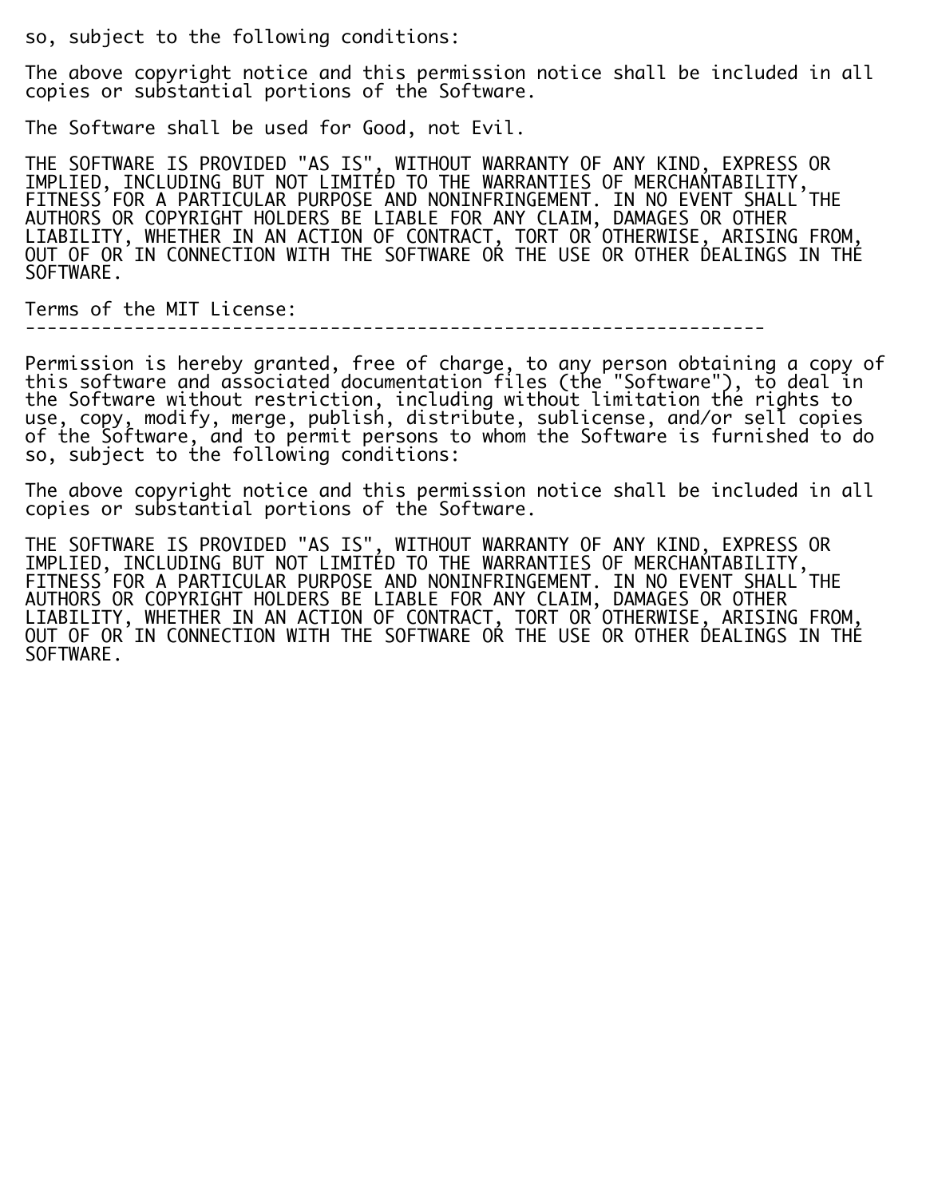so, subject to the following conditions:

The above copyright notice and this permission notice shall be included in all copies or substantial portions of the Software.

The Software shall be used for Good, not Evil.

THE SOFTWARE IS PROVIDED "AS IS", WITHOUT WARRANTY OF ANY KIND, EXPRESS OR IMPLIED, INCLUDING BUT NOT LIMITED TO THE WARRANTIES OF MERCHANTABILITY, FITNESS FOR A PARTICULAR PURPOSE AND NONINFRINGEMENT. IN NO EVENT SHALL THE AUTHORS OR COPYRIGHT HOLDERS BE LIABLE FOR ANY CLAIM, DAMAGES OR OTHER LIABILITY, WHETHER IN AN ACTION OF CONTRACT, TORT OR OTHERWISE, ARISING FROM, OUT OF OR IN CONNECTION WITH THE SOFTWARE OR THE USE OR OTHER DEALINGS IN THE SOFTWARE.

Terms of the MIT License:
--------------------------------------------------------------------

Permission is hereby granted, free of charge, to any person obtaining a copy of this software and associated documentation files (the "Software"), to deal in the Software without restriction, including without limitation the rights to use, copy, modify, merge, publish, distribute, sublicense, and/or sell copies of the Software, and to permit persons to whom the Software is furnished to do so, subject to the following conditions:

The above copyright notice and this permission notice shall be included in all copies or substantial portions of the Software.

THE SOFTWARE IS PROVIDED "AS IS", WITHOUT WARRANTY OF ANY KIND, EXPRESS OR IMPLIED, INCLUDING BUT NOT LIMITED TO THE WARRANTIES OF MERCHANTABILITY, FITNESS FOR A PARTICULAR PURPOSE AND NONINFRINGEMENT. IN NO EVENT SHALL THE AUTHORS OR COPYRIGHT HOLDERS BE LIABLE FOR ANY CLAIM, DAMAGES OR OTHER LIABILITY, WHETHER IN AN ACTION OF CONTRACT, TORT OR OTHERWISE, ARISING FROM, OUT OF OR IN CONNECTION WITH THE SOFTWARE OR THE USE OR OTHER DEALINGS IN THE SOFTWARE.